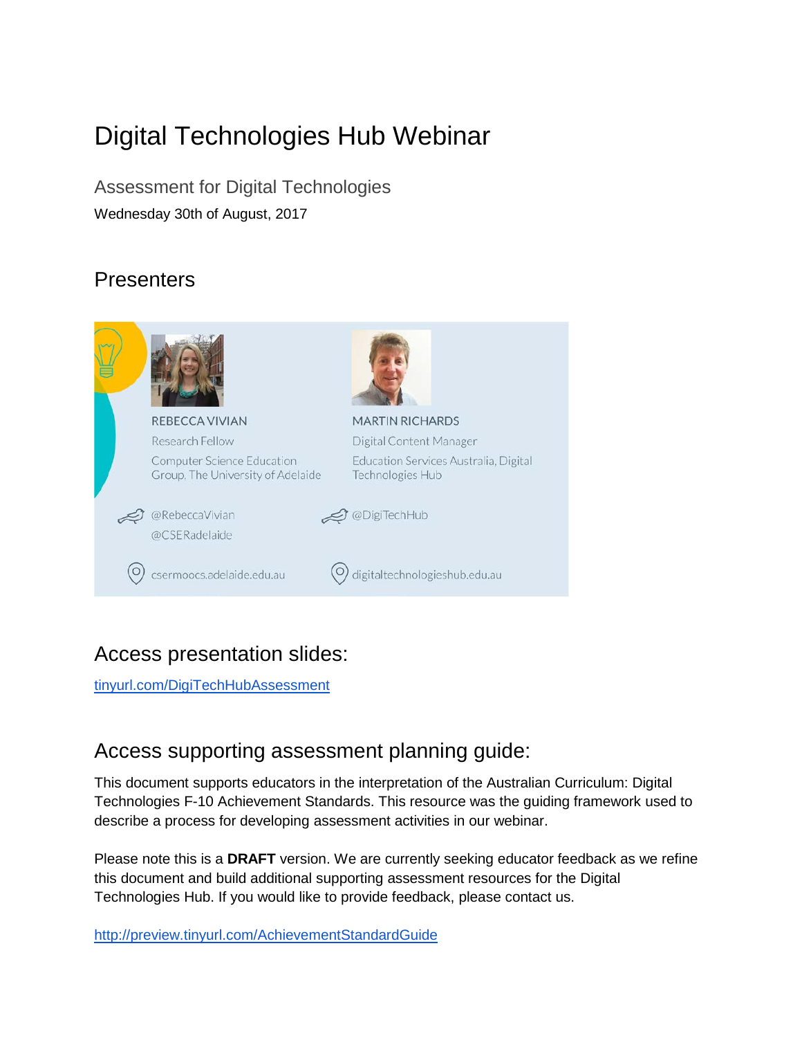# Digital Technologies Hub Webinar

Assessment for Digital Technologies

Wednesday 30th of August, 2017

## Presenters

REBECCA VIVIAN

Research Fellow

Computer Science Education Group, The University of Adelaide

@RebeccaVivian

@CSERadelaide

csermoocs.adelaide.edu.au

MARTIN RICHARDS

Digital Content Manager

Education Services Australia, Digital Technologies Hub

@DigiTechHub

digitaltechnologieshub.edu.au

## Access presentation slides:

tinyurl.com/DigiTechHubAssessment

## Access supporting assessment planning guide:

This document supports educators in the interpretation of the Australian Curriculum: Digital Technologies F-10 Achievement Standards. This resource was the guiding framework used to describe a process for developing assessment activities in our webinar.

Please note this is a **DRAFT** version. We are currently seeking educator feedback as we refine this document and build additional supporting assessment resources for the Digital Technologies Hub. If you would like to provide feedback, please contact us.

http://preview.tinyurl.com/AchievementStandardGuide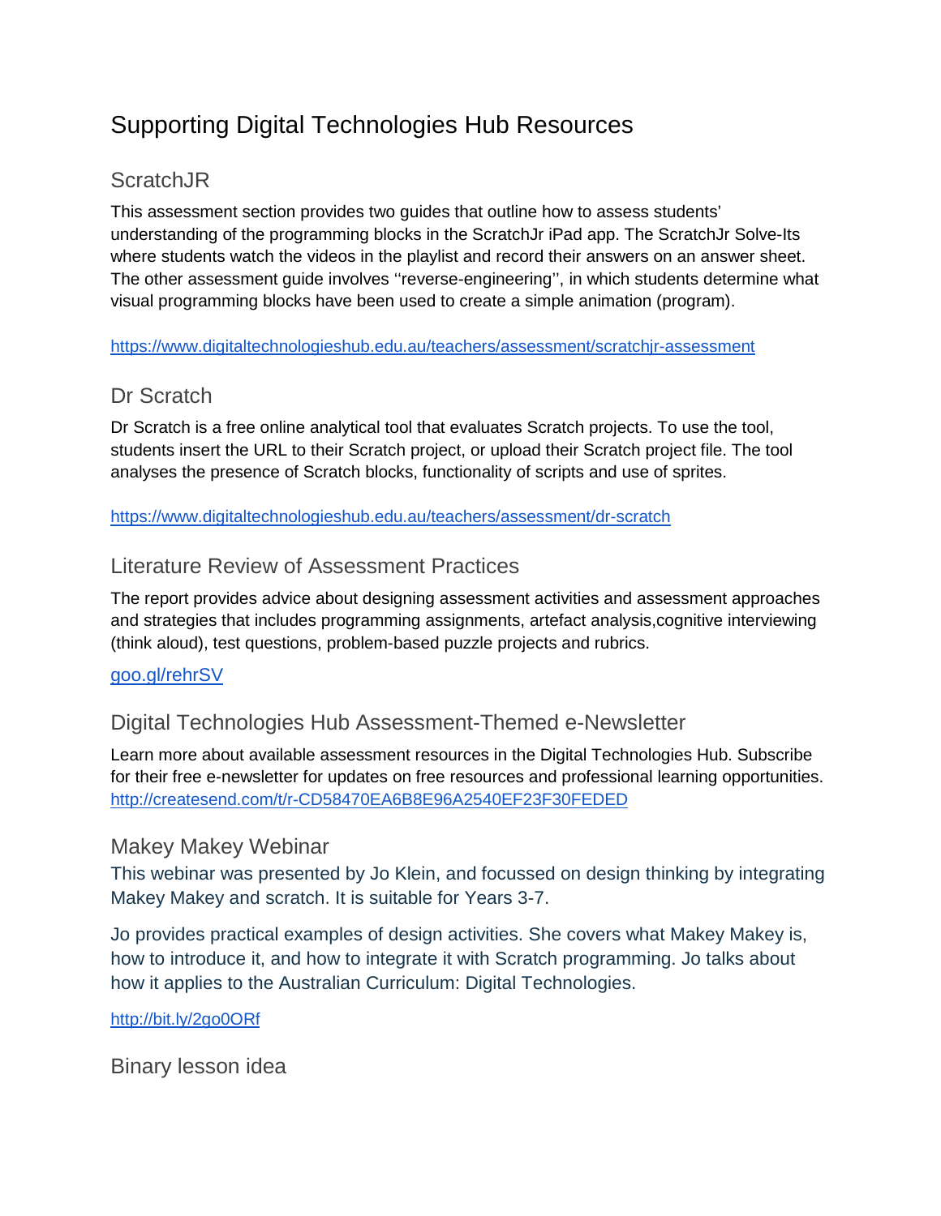# Supporting Digital Technologies Hub Resources

## ScratchJR

This assessment section provides two guides that outline how to assess students' understanding of the programming blocks in the ScratchJr iPad app. The ScratchJr Solve-Its where students watch the videos in the playlist and record their answers on an answer sheet. The other assessment guide involves ''reverse-engineering'', in which students determine what visual programming blocks have been used to create a simple animation (program).

https://www.digitaltechnologieshub.edu.au/teachers/assessment/scratchjr-assessment

## Dr Scratch

Dr Scratch is a free online analytical tool that evaluates Scratch projects. To use the tool, students insert the URL to their Scratch project, or upload their Scratch project file. The tool analyses the presence of Scratch blocks, functionality of scripts and use of sprites.

https://www.digitaltechnologieshub.edu.au/teachers/assessment/dr-scratch

## Literature Review of Assessment Practices

The report provides advice about designing assessment activities and assessment approaches and strategies that includes programming assignments, artefact analysis,cognitive interviewing (think aloud), test questions, problem-based puzzle projects and rubrics.

goo.gl/rehrSV

## Digital Technologies Hub Assessment-Themed e-Newsletter

Learn more about available assessment resources in the Digital Technologies Hub. Subscribe for their free e-newsletter for updates on free resources and professional learning opportunities. http://createsend.com/t/r-CD58470EA6B8E96A2540EF23F30FEDED

## Makey Makey Webinar

This webinar was presented by Jo Klein, and focussed on design thinking by integrating Makey Makey and scratch. It is suitable for Years 3-7.

Jo provides practical examples of design activities. She covers what Makey Makey is, how to introduce it, and how to integrate it with Scratch programming. Jo talks about how it applies to the Australian Curriculum: Digital Technologies.

http://bit.ly/2go0ORf

## Binary lesson idea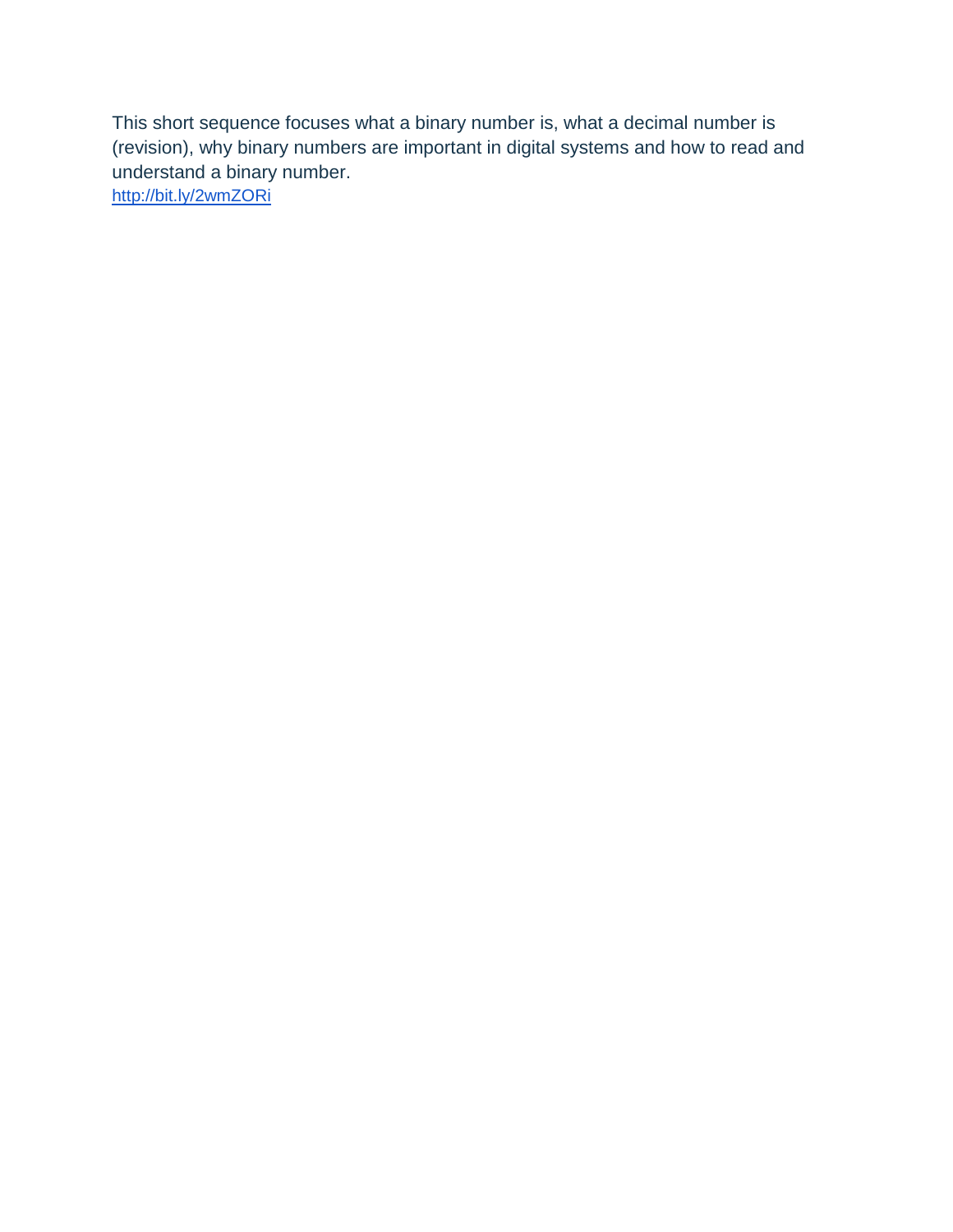This short sequence focuses what a binary number is, what a decimal number is (revision), why binary numbers are important in digital systems and how to read and understand a binary number.
[http://bit.ly/2wmZORi](http://bit.ly/2wmZORi)